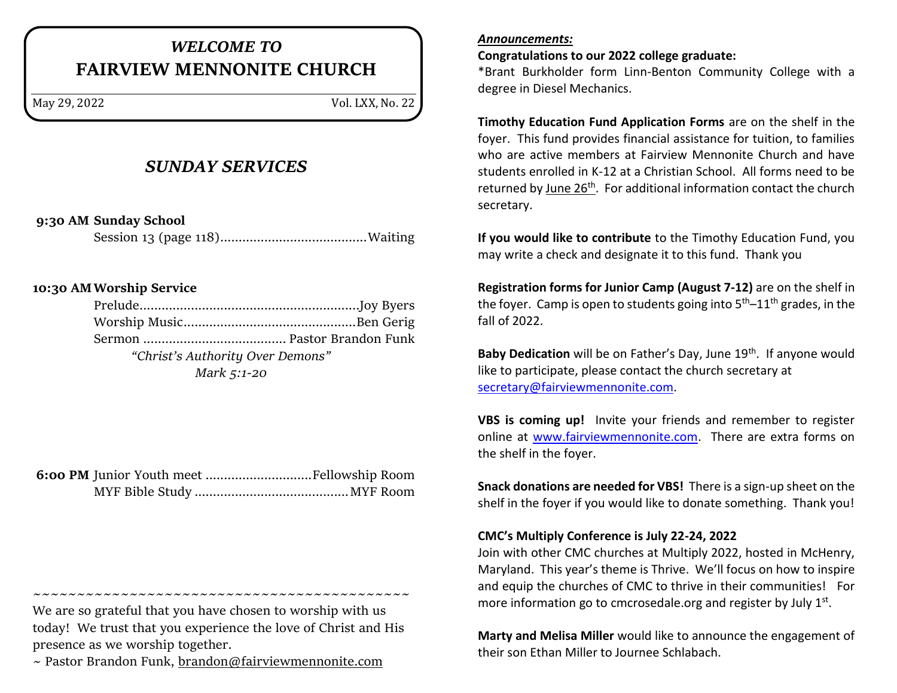# *WELCOME TO*
# FAIRVIEW MENNONITE CHURCH

May 29, 2022 | Vol. LXX, No. 22

## *SUNDAY SERVICES*

**9:30 AM Sunday School**

Session 13 (page 118)........................................Waiting

**10:30 AM Worship Service**

Prelude............................................................Joy Byers

Worship Music...............................................Ben Gerig

Sermon ....................................... Pastor Brandon Funk

*"Christ's Authority Over Demons"*

*Mark 5:1-20*

**6:00 PM** Junior Youth meet .............................Fellowship Room

MYF Bible Study ..........................................MYF Room

~~~~~~~~~~~~~~~~~~~~~~~~~~~~~~~~~~~~~~~~~~~~

We are so grateful that you have chosen to worship with us today! We trust that you experience the love of Christ and His presence as we worship together.

~ Pastor Brandon Funk, brandon@fairviewmennonite.com

***Announcements:***

**Congratulations to our 2022 college graduate:**

*Brant Burkholder form Linn-Benton Community College with a degree in Diesel Mechanics.

**Timothy Education Fund Application Forms** are on the shelf in the foyer. This fund provides financial assistance for tuition, to families who are active members at Fairview Mennonite Church and have students enrolled in K-12 at a Christian School. All forms need to be returned by June 26th. For additional information contact the church secretary.

**If you would like to contribute** to the Timothy Education Fund, you may write a check and designate it to this fund. Thank you

**Registration forms for Junior Camp (August 7-12)** are on the shelf in the foyer. Camp is open to students going into 5th–11th grades, in the fall of 2022.

**Baby Dedication** will be on Father's Day, June 19th. If anyone would like to participate, please contact the church secretary at secretary@fairviewmennonite.com.

**VBS is coming up!** Invite your friends and remember to register online at www.fairviewmennonite.com. There are extra forms on the shelf in the foyer.

**Snack donations are needed for VBS!** There is a sign-up sheet on the shelf in the foyer if you would like to donate something. Thank you!

**CMC's Multiply Conference is July 22-24, 2022**

Join with other CMC churches at Multiply 2022, hosted in McHenry, Maryland. This year's theme is Thrive. We'll focus on how to inspire and equip the churches of CMC to thrive in their communities! For more information go to cmcrosedale.org and register by July 1st.

**Marty and Melisa Miller** would like to announce the engagement of their son Ethan Miller to Journee Schlabach.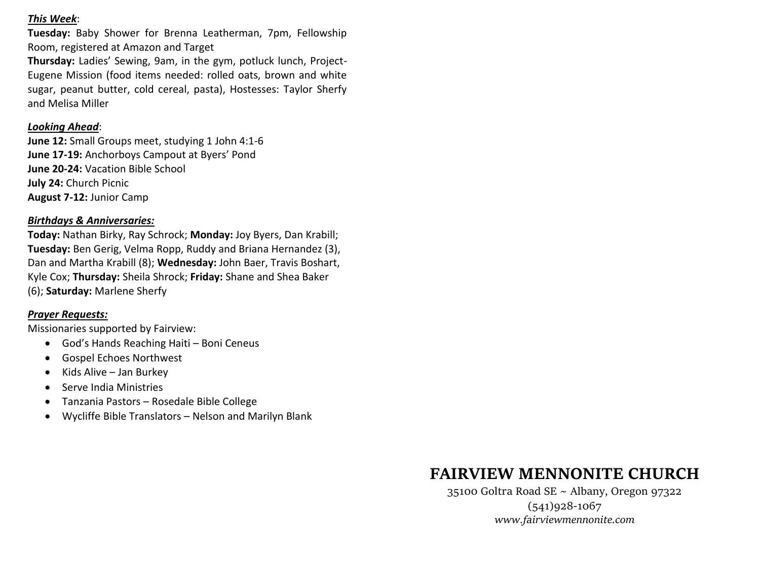***This Week***:

**Tuesday:** Baby Shower for Brenna Leatherman, 7pm, Fellowship Room, registered at Amazon and Target

**Thursday:** Ladies' Sewing, 9am, in the gym, potluck lunch, Project- Eugene Mission (food items needed: rolled oats, brown and white sugar, peanut butter, cold cereal, pasta), Hostesses: Taylor Sherfy and Melisa Miller

***Looking Ahead***:

**June 12:** Small Groups meet, studying 1 John 4:1-6
**June 17-19:** Anchorboys Campout at Byers' Pond
**June 20-24:** Vacation Bible School
**July 24:** Church Picnic
**August 7-12:** Junior Camp

***Birthdays & Anniversaries:***

**Today:** Nathan Birky, Ray Schrock; **Monday:** Joy Byers, Dan Krabill; **Tuesday:** Ben Gerig, Velma Ropp, Ruddy and Briana Hernandez (3), Dan and Martha Krabill (8); **Wednesday:** John Baer, Travis Boshart, Kyle Cox; **Thursday:** Sheila Shrock; **Friday:** Shane and Shea Baker (6); **Saturday:** Marlene Sherfy

***Prayer Requests:***

Missionaries supported by Fairview:

- God's Hands Reaching Haiti – Boni Ceneus
- Gospel Echoes Northwest
- Kids Alive – Jan Burkey
- Serve India Ministries
- Tanzania Pastors – Rosedale Bible College
- Wycliffe Bible Translators – Nelson and Marilyn Blank

# FAIRVIEW MENNONITE CHURCH

35100 Goltra Road SE ~ Albany, Oregon 97322
(541)928-1067
*www.fairviewmennonite.com*